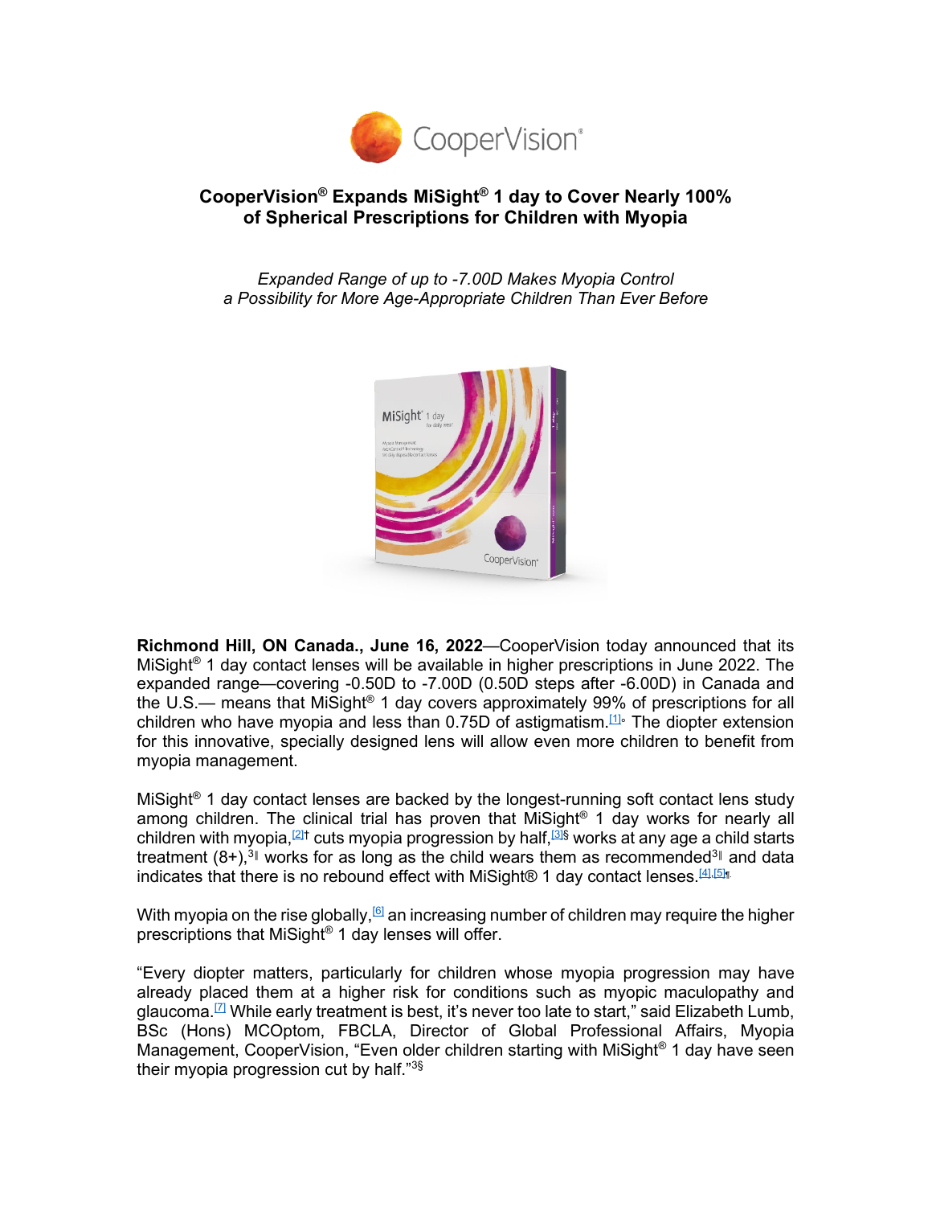# CooperVision® Expands MiSight® 1 day to Cover Nearly 100% of Spherical Prescriptions for Children with Myopia

*Expanded Range of up to -7.00D Makes Myopia Control a Possibility for More Age-Appropriate Children Than Ever Before*

**Richmond Hill, ON Canada., June 16, 2022**—CooperVision today announced that its MiSight® 1 day contact lenses will be available in higher prescriptions in June 2022. The expanded range—covering -0.50D to -7.00D (0.50D steps after -6.00D) in Canada and the U.S.— means that MiSight® 1 day covers approximately 99% of prescriptions for all children who have myopia and less than 0.75D of astigmatism.[1]◦ The diopter extension for this innovative, specially designed lens will allow even more children to benefit from myopia management.

MiSight® 1 day contact lenses are backed by the longest-running soft contact lens study among children. The clinical trial has proven that MiSight® 1 day works for nearly all children with myopia,[2]† cuts myopia progression by half,[3]§ works at any age a child starts treatment (8+),[3]‖ works for as long as the child wears them as recommended[3]‖ and data indicates that there is no rebound effect with MiSight® 1 day contact lenses.[4],[5]¶

With myopia on the rise globally,[6] an increasing number of children may require the higher prescriptions that MiSight® 1 day lenses will offer.

"Every diopter matters, particularly for children whose myopia progression may have already placed them at a higher risk for conditions such as myopic maculopathy and glaucoma.[7] While early treatment is best, it's never too late to start," said Elizabeth Lumb, BSc (Hons) MCOptom, FBCLA, Director of Global Professional Affairs, Myopia Management, CooperVision, "Even older children starting with MiSight® 1 day have seen their myopia progression cut by half."[3]§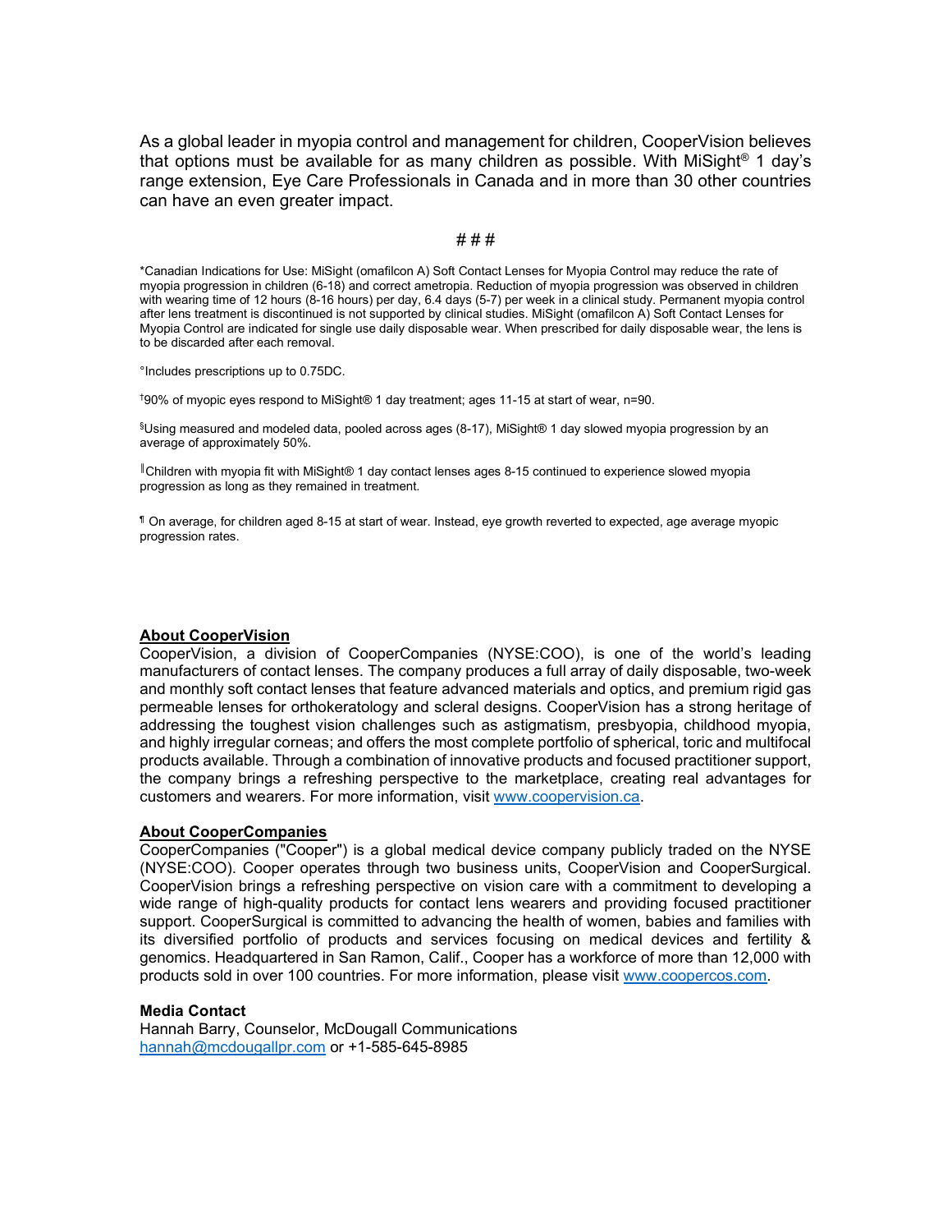As a global leader in myopia control and management for children, CooperVision believes that options must be available for as many children as possible. With MiSight® 1 day's range extension, Eye Care Professionals in Canada and in more than 30 other countries can have an even greater impact.

# # #

*Canadian Indications for Use: MiSight (omafilcon A) Soft Contact Lenses for Myopia Control may reduce the rate of myopia progression in children (6-18) and correct ametropia. Reduction of myopia progression was observed in children with wearing time of 12 hours (8-16 hours) per day, 6.4 days (5-7) per week in a clinical study. Permanent myopia control after lens treatment is discontinued is not supported by clinical studies. MiSight (omafilcon A) Soft Contact Lenses for Myopia Control are indicated for single use daily disposable wear. When prescribed for daily disposable wear, the lens is to be discarded after each removal.

°Includes prescriptions up to 0.75DC.

[†]90% of myopic eyes respond to MiSight® 1 day treatment; ages 11-15 at start of wear, n=90.

[§]Using measured and modeled data, pooled across ages (8-17), MiSight® 1 day slowed myopia progression by an average of approximately 50%.

[‖]Children with myopia fit with MiSight® 1 day contact lenses ages 8-15 continued to experience slowed myopia progression as long as they remained in treatment.

[¶] On average, for children aged 8-15 at start of wear. Instead, eye growth reverted to expected, age average myopic progression rates.

**About CooperVision**

CooperVision, a division of CooperCompanies (NYSE:COO), is one of the world's leading manufacturers of contact lenses. The company produces a full array of daily disposable, two-week and monthly soft contact lenses that feature advanced materials and optics, and premium rigid gas permeable lenses for orthokeratology and scleral designs. CooperVision has a strong heritage of addressing the toughest vision challenges such as astigmatism, presbyopia, childhood myopia, and highly irregular corneas; and offers the most complete portfolio of spherical, toric and multifocal products available. Through a combination of innovative products and focused practitioner support, the company brings a refreshing perspective to the marketplace, creating real advantages for customers and wearers. For more information, visit [www.coopervision.ca](http://www.coopervision.ca).

**About CooperCompanies**

CooperCompanies ("Cooper") is a global medical device company publicly traded on the NYSE (NYSE:COO). Cooper operates through two business units, CooperVision and CooperSurgical. CooperVision brings a refreshing perspective on vision care with a commitment to developing a wide range of high-quality products for contact lens wearers and providing focused practitioner support. CooperSurgical is committed to advancing the health of women, babies and families with its diversified portfolio of products and services focusing on medical devices and fertility & genomics. Headquartered in San Ramon, Calif., Cooper has a workforce of more than 12,000 with products sold in over 100 countries. For more information, please visit [www.coopercos.com](http://www.coopercos.com).

**Media Contact**

Hannah Barry, Counselor, McDougall Communications
[hannah@mcdougallpr.com](mailto:hannah@mcdougallpr.com) or +1-585-645-8985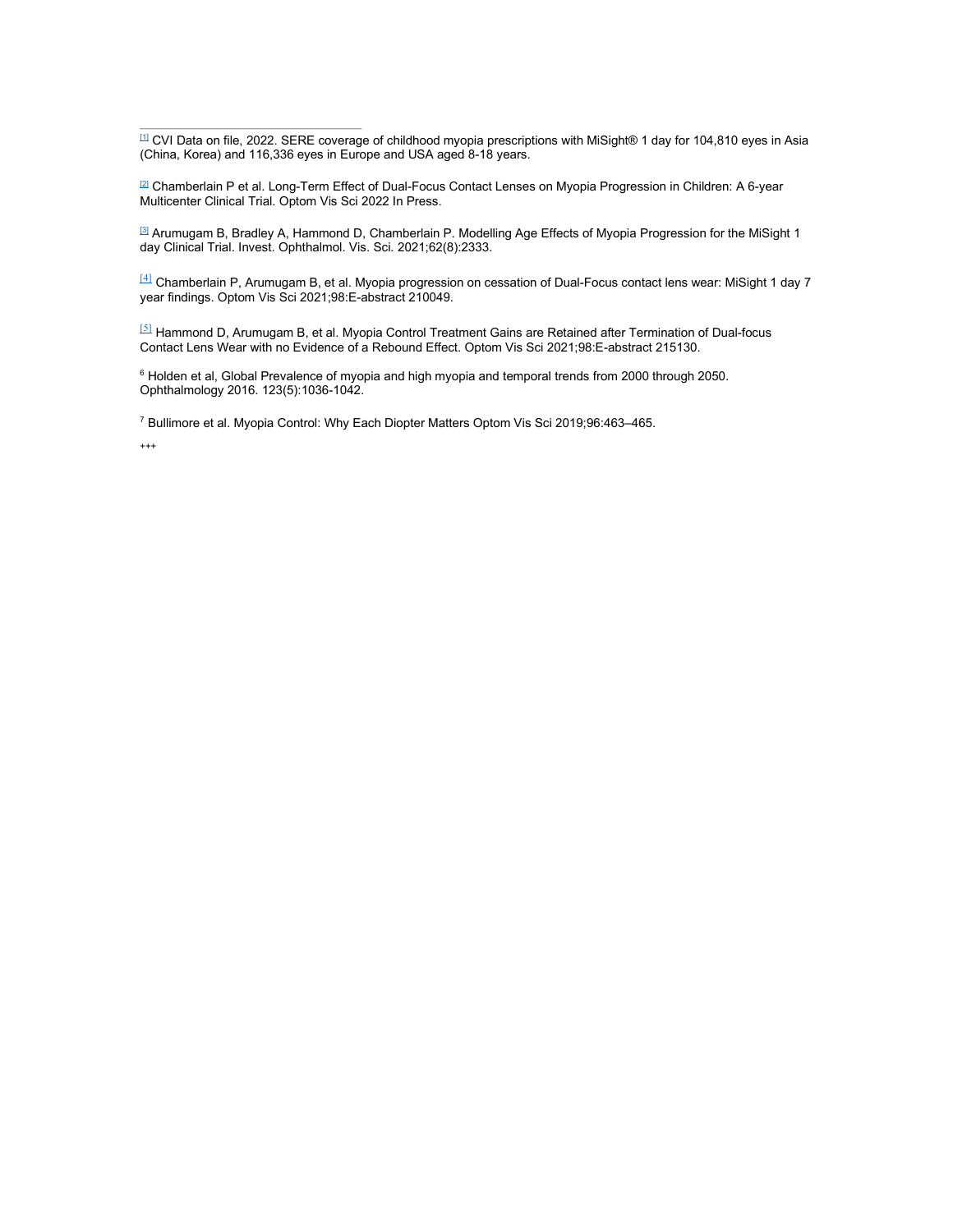[1] CVI Data on file, 2022. SERE coverage of childhood myopia prescriptions with MiSight® 1 day for 104,810 eyes in Asia (China, Korea) and 116,336 eyes in Europe and USA aged 8-18 years.

[2] Chamberlain P et al. Long-Term Effect of Dual-Focus Contact Lenses on Myopia Progression in Children: A 6-year Multicenter Clinical Trial. Optom Vis Sci 2022 In Press.

[3] Arumugam B, Bradley A, Hammond D, Chamberlain P. Modelling Age Effects of Myopia Progression for the MiSight 1 day Clinical Trial. Invest. Ophthalmol. Vis. Sci. 2021;62(8):2333.

[4] Chamberlain P, Arumugam B, et al. Myopia progression on cessation of Dual-Focus contact lens wear: MiSight 1 day 7 year findings. Optom Vis Sci 2021;98:E-abstract 210049.

[5] Hammond D, Arumugam B, et al. Myopia Control Treatment Gains are Retained after Termination of Dual-focus Contact Lens Wear with no Evidence of a Rebound Effect. Optom Vis Sci 2021;98:E-abstract 215130.

[6] Holden et al, Global Prevalence of myopia and high myopia and temporal trends from 2000 through 2050. Ophthalmology 2016. 123(5):1036-1042.

[7] Bullimore et al. Myopia Control: Why Each Diopter Matters Optom Vis Sci 2019;96:463–465.

+++